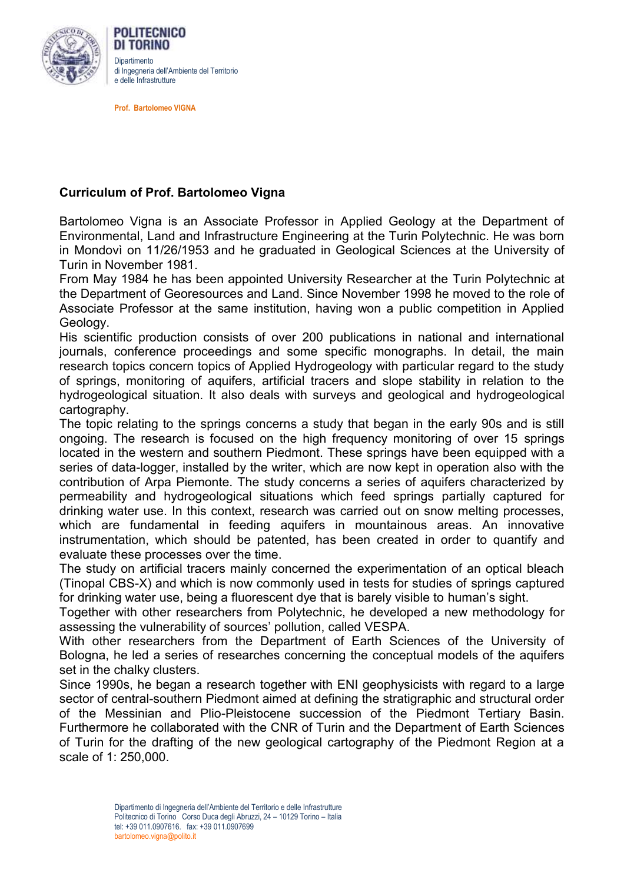**POLITECNICO DI TORINO**

Dipartimento
di Ingegneria dell'Ambiente del Territorio
e delle Infrastrutture

**Prof. Bartolomeo VIGNA**

## Curriculum of Prof. Bartolomeo Vigna

Bartolomeo Vigna is an Associate Professor in Applied Geology at the Department of Environmental, Land and Infrastructure Engineering at the Turin Polytechnic. He was born in Mondovì on 11/26/1953 and he graduated in Geological Sciences at the University of Turin in November 1981.

From May 1984 he has been appointed University Researcher at the Turin Polytechnic at the Department of Georesources and Land. Since November 1998 he moved to the role of Associate Professor at the same institution, having won a public competition in Applied Geology.

His scientific production consists of over 200 publications in national and international journals, conference proceedings and some specific monographs. In detail, the main research topics concern topics of Applied Hydrogeology with particular regard to the study of springs, monitoring of aquifers, artificial tracers and slope stability in relation to the hydrogeological situation. It also deals with surveys and geological and hydrogeological cartography.

The topic relating to the springs concerns a study that began in the early 90s and is still ongoing. The research is focused on the high frequency monitoring of over 15 springs located in the western and southern Piedmont. These springs have been equipped with a series of data-logger, installed by the writer, which are now kept in operation also with the contribution of Arpa Piemonte. The study concerns a series of aquifers characterized by permeability and hydrogeological situations which feed springs partially captured for drinking water use. In this context, research was carried out on snow melting processes, which are fundamental in feeding aquifers in mountainous areas. An innovative instrumentation, which should be patented, has been created in order to quantify and evaluate these processes over the time.

The study on artificial tracers mainly concerned the experimentation of an optical bleach (Tinopal CBS-X) and which is now commonly used in tests for studies of springs captured for drinking water use, being a fluorescent dye that is barely visible to human's sight.

Together with other researchers from Polytechnic, he developed a new methodology for assessing the vulnerability of sources' pollution, called VESPA.

With other researchers from the Department of Earth Sciences of the University of Bologna, he led a series of researches concerning the conceptual models of the aquifers set in the chalky clusters.

Since 1990s, he began a research together with ENI geophysicists with regard to a large sector of central-southern Piedmont aimed at defining the stratigraphic and structural order of the Messinian and Plio-Pleistocene succession of the Piedmont Tertiary Basin. Furthermore he collaborated with the CNR of Turin and the Department of Earth Sciences of Turin for the drafting of the new geological cartography of the Piedmont Region at a scale of 1: 250,000.

Dipartimento di Ingegneria dell'Ambiente del Territorio e delle Infrastrutture
Politecnico di Torino Corso Duca degli Abruzzi, 24 – 10129 Torino – Italia
tel: +39 011.0907616. fax: +39 011.0907699
bartolomeo.vigna@polito.it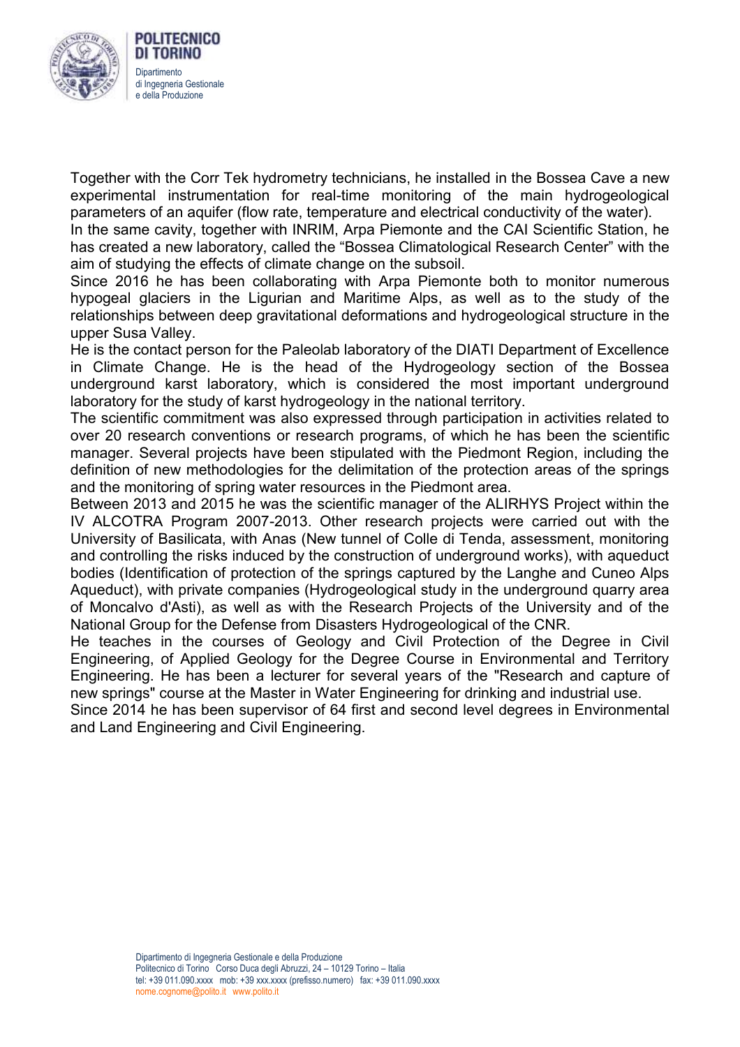Together with the Corr Tek hydrometry technicians, he installed in the Bossea Cave a new experimental instrumentation for real-time monitoring of the main hydrogeological parameters of an aquifer (flow rate, temperature and electrical conductivity of the water).
In the same cavity, together with INRIM, Arpa Piemonte and the CAI Scientific Station, he has created a new laboratory, called the "Bossea Climatological Research Center" with the aim of studying the effects of climate change on the subsoil.
Since 2016 he has been collaborating with Arpa Piemonte both to monitor numerous hypogeal glaciers in the Ligurian and Maritime Alps, as well as to the study of the relationships between deep gravitational deformations and hydrogeological structure in the upper Susa Valley.
He is the contact person for the Paleolab laboratory of the DIATI Department of Excellence in Climate Change. He is the head of the Hydrogeology section of the Bossea underground karst laboratory, which is considered the most important underground laboratory for the study of karst hydrogeology in the national territory.
The scientific commitment was also expressed through participation in activities related to over 20 research conventions or research programs, of which he has been the scientific manager. Several projects have been stipulated with the Piedmont Region, including the definition of new methodologies for the delimitation of the protection areas of the springs and the monitoring of spring water resources in the Piedmont area.
Between 2013 and 2015 he was the scientific manager of the ALIRHYS Project within the IV ALCOTRA Program 2007-2013. Other research projects were carried out with the University of Basilicata, with Anas (New tunnel of Colle di Tenda, assessment, monitoring and controlling the risks induced by the construction of underground works), with aqueduct bodies (Identification of protection of the springs captured by the Langhe and Cuneo Alps Aqueduct), with private companies (Hydrogeological study in the underground quarry area of Moncalvo d'Asti), as well as with the Research Projects of the University and of the National Group for the Defense from Disasters Hydrogeological of the CNR.
He teaches in the courses of Geology and Civil Protection of the Degree in Civil Engineering, of Applied Geology for the Degree Course in Environmental and Territory Engineering. He has been a lecturer for several years of the "Research and capture of new springs" course at the Master in Water Engineering for drinking and industrial use.
Since 2014 he has been supervisor of 64 first and second level degrees in Environmental and Land Engineering and Civil Engineering.